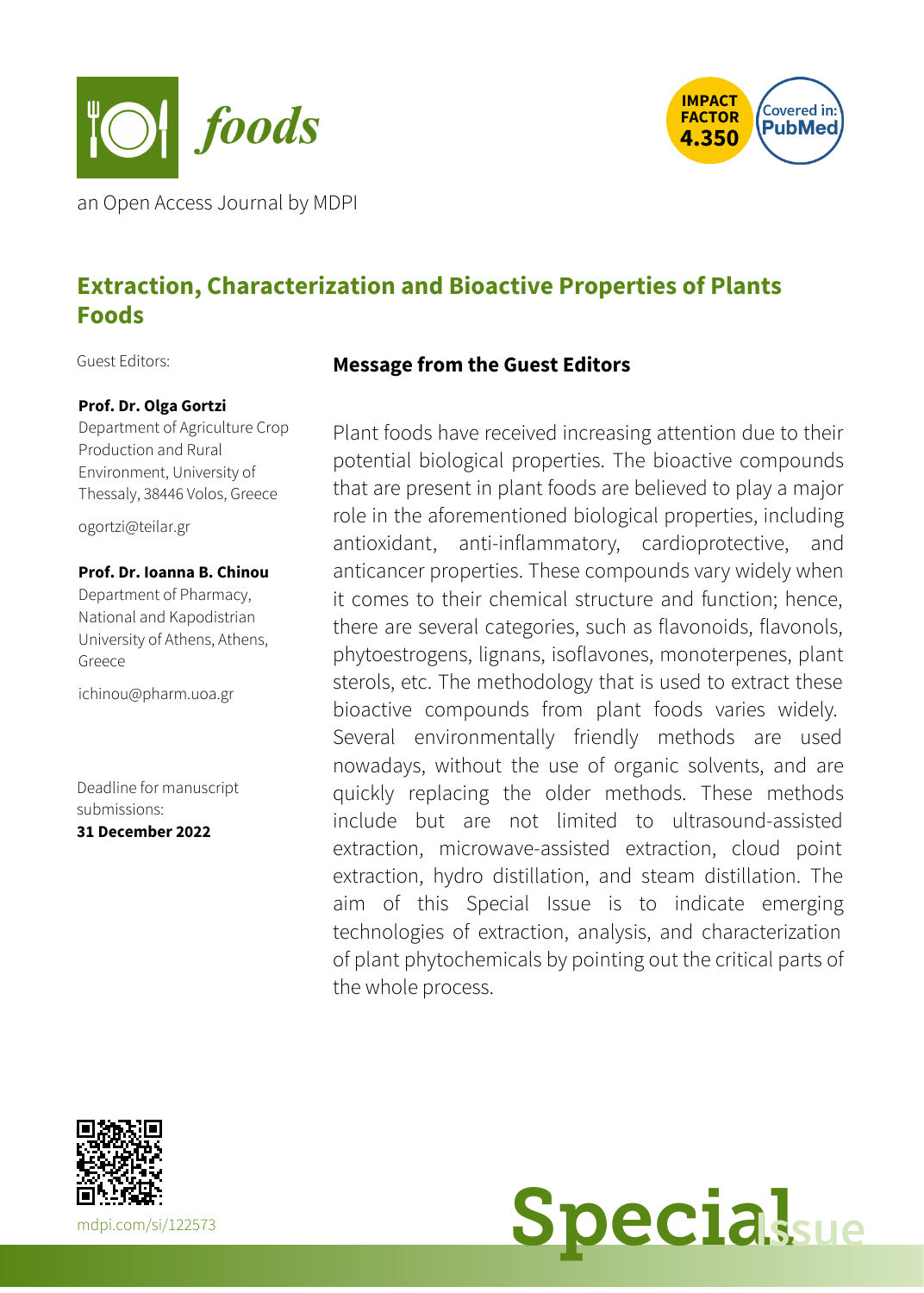foods

an Open Access Journal by MDPI

IMPACT FACTOR 4.350

Covered in: PubMed

# Extraction, Characterization and Bioactive Properties of Plants Foods

Guest Editors:

**Prof. Dr. Olga Gortzi**
Department of Agriculture Crop Production and Rural Environment, University of Thessaly, 38446 Volos, Greece

ogortzi@teilar.gr

**Prof. Dr. Ioanna B. Chinou**
Department of Pharmacy, National and Kapodistrian University of Athens, Athens, Greece

ichinou@pharm.uoa.gr

Deadline for manuscript submissions:
**31 December 2022**

## Message from the Guest Editors

Plant foods have received increasing attention due to their potential biological properties. The bioactive compounds that are present in plant foods are believed to play a major role in the aforementioned biological properties, including antioxidant, anti-inflammatory, cardioprotective, and anticancer properties. These compounds vary widely when it comes to their chemical structure and function; hence, there are several categories, such as flavonoids, flavonols, phytoestrogens, lignans, isoflavones, monoterpenes, plant sterols, etc. The methodology that is used to extract these bioactive compounds from plant foods varies widely. Several environmentally friendly methods are used nowadays, without the use of organic solvents, and are quickly replacing the older methods. These methods include but are not limited to ultrasound-assisted extraction, microwave-assisted extraction, cloud point extraction, hydro distillation, and steam distillation. The aim of this Special Issue is to indicate emerging technologies of extraction, analysis, and characterization of plant phytochemicals by pointing out the critical parts of the whole process.

mdpi.com/si/122573

Special Issue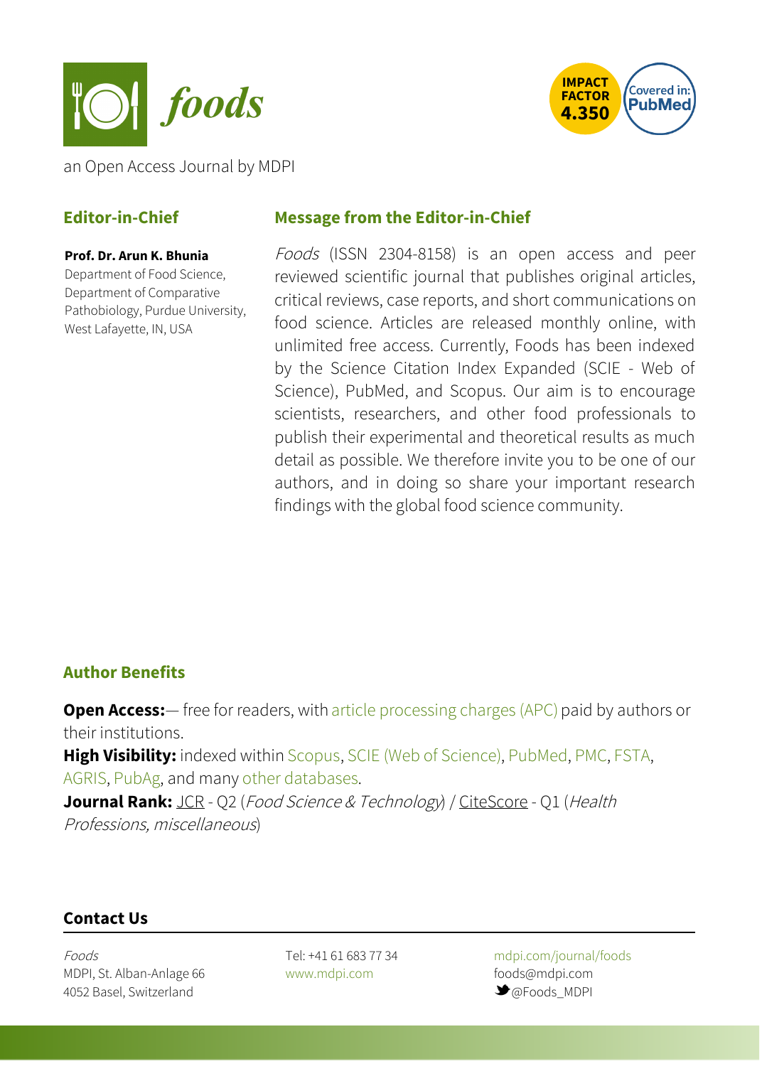# foods

an Open Access Journal by MDPI

IMPACT FACTOR 4.350

Covered in: PubMed

## Editor-in-Chief

**Prof. Dr. Arun K. Bhunia**
Department of Food Science, Department of Comparative Pathobiology, Purdue University, West Lafayette, IN, USA

## Message from the Editor-in-Chief

*Foods* (ISSN 2304-8158) is an open access and peer reviewed scientific journal that publishes original articles, critical reviews, case reports, and short communications on food science. Articles are released monthly online, with unlimited free access. Currently, Foods has been indexed by the Science Citation Index Expanded (SCIE - Web of Science), PubMed, and Scopus. Our aim is to encourage scientists, researchers, and other food professionals to publish their experimental and theoretical results as much detail as possible. We therefore invite you to be one of our authors, and in doing so share your important research findings with the global food science community.

## Author Benefits

**Open Access:**— free for readers, with article processing charges (APC) paid by authors or their institutions.
**High Visibility:** indexed within Scopus, SCIE (Web of Science), PubMed, PMC, FSTA, AGRIS, PubAg, and many other databases.
**Journal Rank:** JCR - Q2 (*Food Science & Technology*) / CiteScore - Q1 (*Health Professions, miscellaneous*)

## Contact Us

*Foods*
MDPI, St. Alban-Anlage 66
4052 Basel, Switzerland

Tel: +41 61 683 77 34
www.mdpi.com

mdpi.com/journal/foods
foods@mdpi.com
@Foods_MDPI